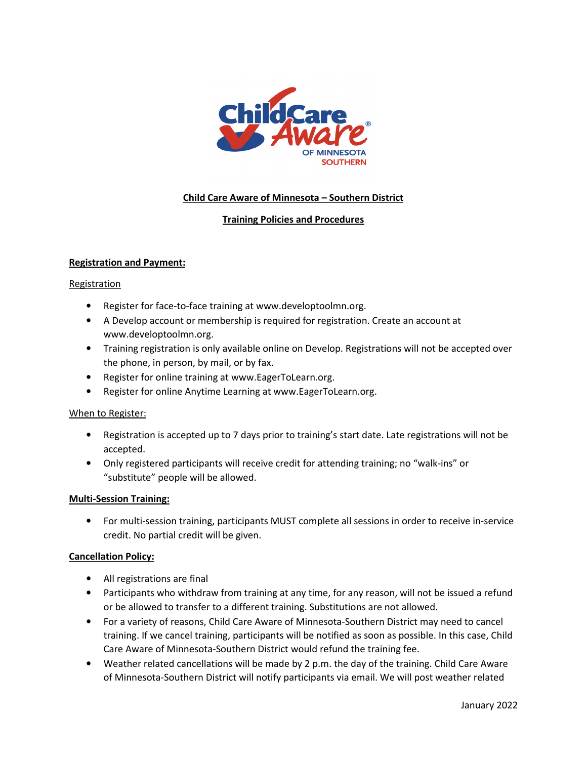# Child Care Aware of Minnesota – Southern District

## Training Policies and Procedures

### Registration and Payment:

Registration

- Register for face-to-face training at www.developtoolmn.org.
- A Develop account or membership is required for registration. Create an account at www.developtoolmn.org.
- Training registration is only available online on Develop. Registrations will not be accepted over the phone, in person, by mail, or by fax.
- Register for online training at www.EagerToLearn.org.
- Register for online Anytime Learning at www.EagerToLearn.org.

When to Register:

- Registration is accepted up to 7 days prior to training's start date. Late registrations will not be accepted.
- Only registered participants will receive credit for attending training; no "walk-ins" or "substitute" people will be allowed.

### Multi-Session Training:

- For multi-session training, participants MUST complete all sessions in order to receive in-service credit. No partial credit will be given.

### Cancellation Policy:

- All registrations are final
- Participants who withdraw from training at any time, for any reason, will not be issued a refund or be allowed to transfer to a different training. Substitutions are not allowed.
- For a variety of reasons, Child Care Aware of Minnesota-Southern District may need to cancel training. If we cancel training, participants will be notified as soon as possible. In this case, Child Care Aware of Minnesota-Southern District would refund the training fee.
- Weather related cancellations will be made by 2 p.m. the day of the training. Child Care Aware of Minnesota-Southern District will notify participants via email. We will post weather related

January 2022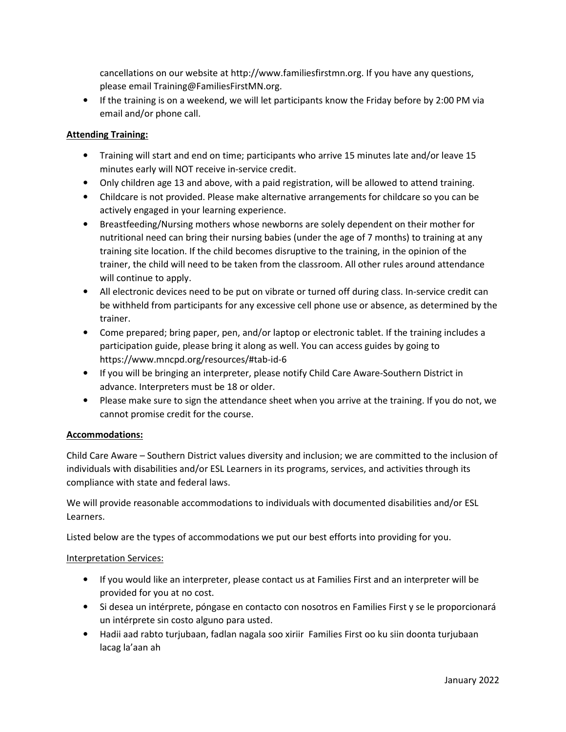cancellations on our website at http://www.familiesfirstmn.org. If you have any questions, please email Training@FamiliesFirstMN.org.

- If the training is on a weekend, we will let participants know the Friday before by 2:00 PM via email and/or phone call.

**Attending Training:**

- Training will start and end on time; participants who arrive 15 minutes late and/or leave 15 minutes early will NOT receive in-service credit.
- Only children age 13 and above, with a paid registration, will be allowed to attend training.
- Childcare is not provided. Please make alternative arrangements for childcare so you can be actively engaged in your learning experience.
- Breastfeeding/Nursing mothers whose newborns are solely dependent on their mother for nutritional need can bring their nursing babies (under the age of 7 months) to training at any training site location. If the child becomes disruptive to the training, in the opinion of the trainer, the child will need to be taken from the classroom. All other rules around attendance will continue to apply.
- All electronic devices need to be put on vibrate or turned off during class. In-service credit can be withheld from participants for any excessive cell phone use or absence, as determined by the trainer.
- Come prepared; bring paper, pen, and/or laptop or electronic tablet. If the training includes a participation guide, please bring it along as well. You can access guides by going to https://www.mncpd.org/resources/#tab-id-6
- If you will be bringing an interpreter, please notify Child Care Aware-Southern District in advance. Interpreters must be 18 or older.
- Please make sure to sign the attendance sheet when you arrive at the training. If you do not, we cannot promise credit for the course.

**Accommodations:**

Child Care Aware – Southern District values diversity and inclusion; we are committed to the inclusion of individuals with disabilities and/or ESL Learners in its programs, services, and activities through its compliance with state and federal laws.

We will provide reasonable accommodations to individuals with documented disabilities and/or ESL Learners.

Listed below are the types of accommodations we put our best efforts into providing for you.

Interpretation Services:

- If you would like an interpreter, please contact us at Families First and an interpreter will be provided for you at no cost.
- Si desea un intérprete, póngase en contacto con nosotros en Families First y se le proporcionará un intérprete sin costo alguno para usted.
- Hadii aad rabto turjubaan, fadlan nagala soo xiriir Families First oo ku siin doonta turjubaan lacag la'aan ah

January 2022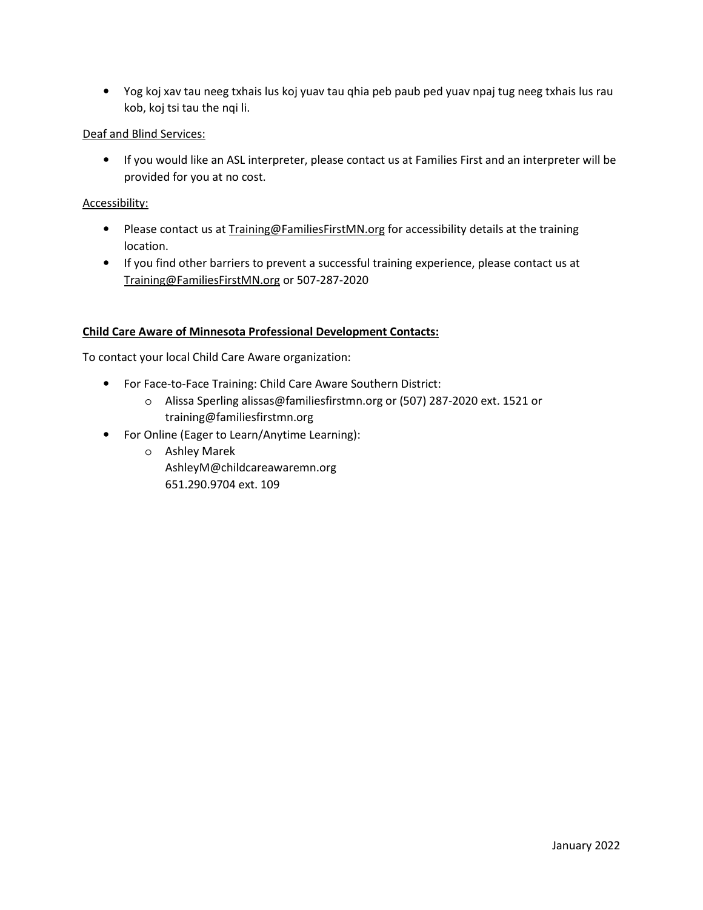- Yog koj xav tau neeg txhais lus koj yuav tau qhia peb paub ped yuav npaj tug neeg txhais lus rau kob, koj tsi tau the nqi li.

Deaf and Blind Services:

- If you would like an ASL interpreter, please contact us at Families First and an interpreter will be provided for you at no cost.

Accessibility:

- Please contact us at Training@FamiliesFirstMN.org for accessibility details at the training location.
- If you find other barriers to prevent a successful training experience, please contact us at Training@FamiliesFirstMN.org or 507-287-2020

**Child Care Aware of Minnesota Professional Development Contacts:**

To contact your local Child Care Aware organization:

- For Face-to-Face Training: Child Care Aware Southern District:
  - Alissa Sperling alissas@familiesfirstmn.org or (507) 287-2020 ext. 1521 or training@familiesfirstmn.org
- For Online (Eager to Learn/Anytime Learning):
  - Ashley Marek
    AshleyM@childcareawaremn.org
    651.290.9704 ext. 109

January 2022